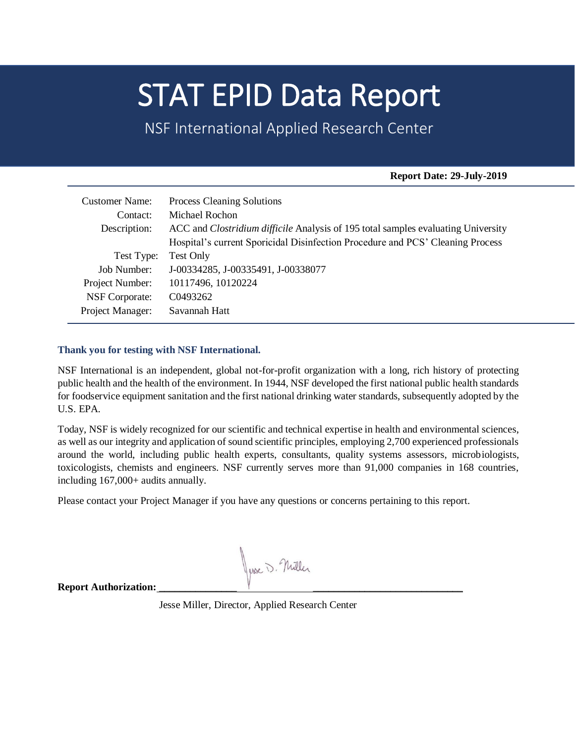# STAT EPID Data Report

NSF International Applied Research Center

**Report Date: 29-July-2019**

| | |
|---|---|
| Customer Name: | Process Cleaning Solutions |
| Contact: | Michael Rochon |
| Description: | ACC and *Clostridium difficile* Analysis of 195 total samples evaluating University Hospital's current Sporicidal Disinfection Procedure and PCS' Cleaning Process |
| Test Type: | Test Only |
| Job Number: | J-00334285, J-00335491, J-00338077 |
| Project Number: | 10117496, 10120224 |
| NSF Corporate: | C0493262 |
| Project Manager: | Savannah Hatt |

**Thank you for testing with NSF International.**

NSF International is an independent, global not-for-profit organization with a long, rich history of protecting public health and the health of the environment. In 1944, NSF developed the first national public health standards for foodservice equipment sanitation and the first national drinking water standards, subsequently adopted by the U.S. EPA.

Today, NSF is widely recognized for our scientific and technical expertise in health and environmental sciences, as well as our integrity and application of sound scientific principles, employing 2,700 experienced professionals around the world, including public health experts, consultants, quality systems assessors, microbiologists, toxicologists, chemists and engineers. NSF currently serves more than 91,000 companies in 168 countries, including 167,000+ audits annually.

Please contact your Project Manager if you have any questions or concerns pertaining to this report.

**Report Authorization:** Jesse D. Miller

Jesse Miller, Director, Applied Research Center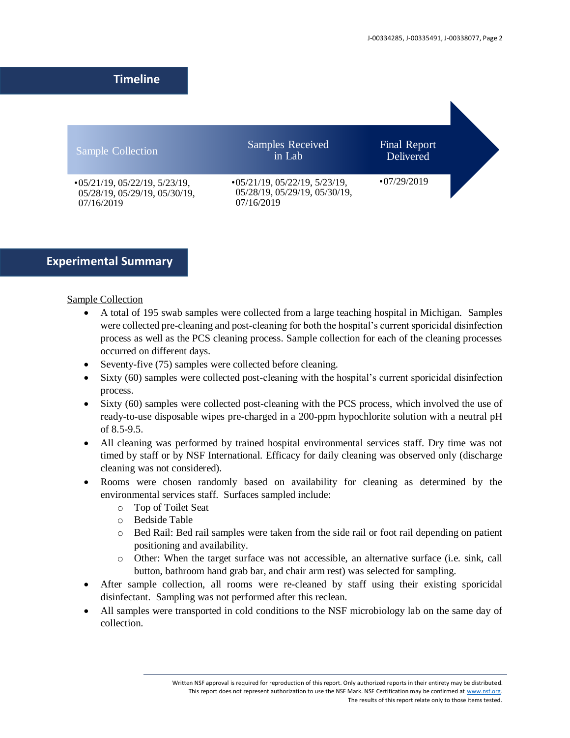## Timeline

| Sample Collection | Samples Received in Lab | Final Report Delivered |
|---|---|---|
| •05/21/19, 05/22/19, 5/23/19, 05/28/19, 05/29/19, 05/30/19, 07/16/2019 | •05/21/19, 05/22/19, 5/23/19, 05/28/19, 05/29/19, 05/30/19, 07/16/2019 | •07/29/2019 |

## Experimental Summary

Sample Collection

- A total of 195 swab samples were collected from a large teaching hospital in Michigan. Samples were collected pre-cleaning and post-cleaning for both the hospital's current sporicidal disinfection process as well as the PCS cleaning process. Sample collection for each of the cleaning processes occurred on different days.
- Seventy-five (75) samples were collected before cleaning.
- Sixty (60) samples were collected post-cleaning with the hospital's current sporicidal disinfection process.
- Sixty (60) samples were collected post-cleaning with the PCS process, which involved the use of ready-to-use disposable wipes pre-charged in a 200-ppm hypochlorite solution with a neutral pH of 8.5-9.5.
- All cleaning was performed by trained hospital environmental services staff. Dry time was not timed by staff or by NSF International. Efficacy for daily cleaning was observed only (discharge cleaning was not considered).
- Rooms were chosen randomly based on availability for cleaning as determined by the environmental services staff. Surfaces sampled include:
  - Top of Toilet Seat
  - Bedside Table
  - Bed Rail: Bed rail samples were taken from the side rail or foot rail depending on patient positioning and availability.
  - Other: When the target surface was not accessible, an alternative surface (i.e. sink, call button, bathroom hand grab bar, and chair arm rest) was selected for sampling.
- After sample collection, all rooms were re-cleaned by staff using their existing sporicidal disinfectant. Sampling was not performed after this reclean.
- All samples were transported in cold conditions to the NSF microbiology lab on the same day of collection.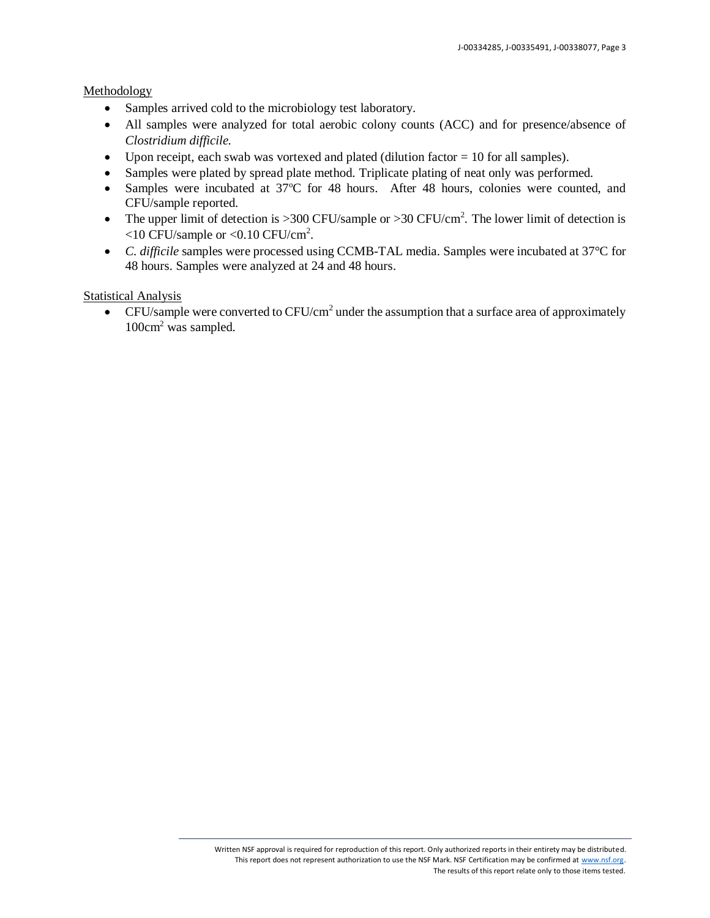## Methodology

- Samples arrived cold to the microbiology test laboratory.
- All samples were analyzed for total aerobic colony counts (ACC) and for presence/absence of *Clostridium difficile.*
- Upon receipt, each swab was vortexed and plated (dilution factor = 10 for all samples).
- Samples were plated by spread plate method. Triplicate plating of neat only was performed.
- Samples were incubated at 37ºC for 48 hours. After 48 hours, colonies were counted, and CFU/sample reported.
- The upper limit of detection is >300 CFU/sample or >30 CFU/$cm^2$. The lower limit of detection is <10 CFU/sample or <0.10 CFU/$cm^2$.
- *C. difficile* samples were processed using CCMB-TAL media. Samples were incubated at 37°C for 48 hours. Samples were analyzed at 24 and 48 hours.

## Statistical Analysis

- CFU/sample were converted to CFU/$cm^2$ under the assumption that a surface area of approximately 100$cm^2$ was sampled.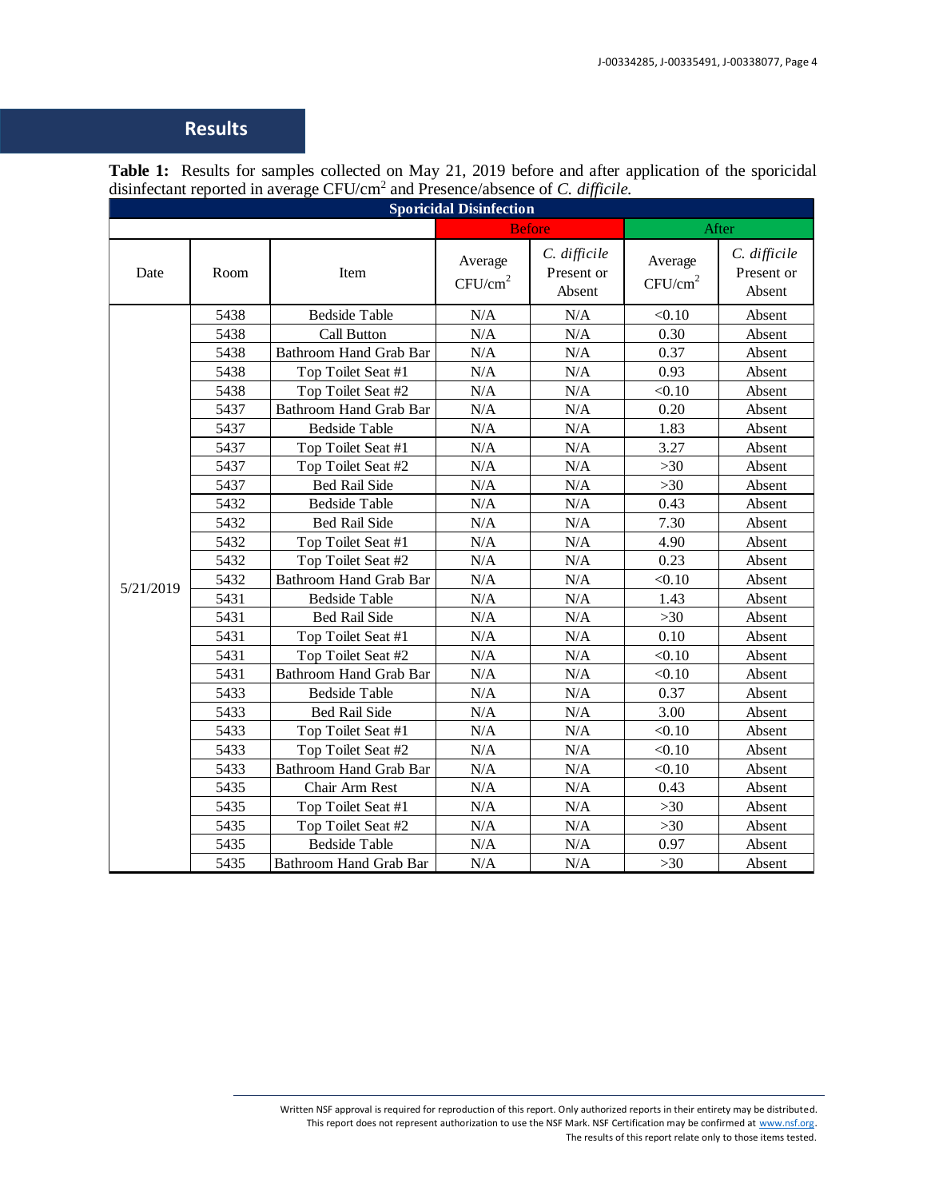## Results

**Table 1:** Results for samples collected on May 21, 2019 before and after application of the sporicidal disinfectant reported in average CFU/cm$^2$ and Presence/absence of *C. difficile.*

| Sporicidal Disinfection | | | | | | |
|---|---|---|---|---|---|---|
| | | | Before | | After | |
| Date | Room | Item | Average CFU/cm$^2$ | *C. difficile* Present or Absent | Average CFU/cm$^2$ | *C. difficile* Present or Absent |
| 5/21/2019 | 5438 | Bedside Table | N/A | N/A | <0.10 | Absent |
| | 5438 | Call Button | N/A | N/A | 0.30 | Absent |
| | 5438 | Bathroom Hand Grab Bar | N/A | N/A | 0.37 | Absent |
| | 5438 | Top Toilet Seat #1 | N/A | N/A | 0.93 | Absent |
| | 5438 | Top Toilet Seat #2 | N/A | N/A | <0.10 | Absent |
| | 5437 | Bathroom Hand Grab Bar | N/A | N/A | 0.20 | Absent |
| | 5437 | Bedside Table | N/A | N/A | 1.83 | Absent |
| | 5437 | Top Toilet Seat #1 | N/A | N/A | 3.27 | Absent |
| | 5437 | Top Toilet Seat #2 | N/A | N/A | >30 | Absent |
| | 5437 | Bed Rail Side | N/A | N/A | >30 | Absent |
| | 5432 | Bedside Table | N/A | N/A | 0.43 | Absent |
| | 5432 | Bed Rail Side | N/A | N/A | 7.30 | Absent |
| | 5432 | Top Toilet Seat #1 | N/A | N/A | 4.90 | Absent |
| | 5432 | Top Toilet Seat #2 | N/A | N/A | 0.23 | Absent |
| | 5432 | Bathroom Hand Grab Bar | N/A | N/A | <0.10 | Absent |
| | 5431 | Bedside Table | N/A | N/A | 1.43 | Absent |
| | 5431 | Bed Rail Side | N/A | N/A | >30 | Absent |
| | 5431 | Top Toilet Seat #1 | N/A | N/A | 0.10 | Absent |
| | 5431 | Top Toilet Seat #2 | N/A | N/A | <0.10 | Absent |
| | 5431 | Bathroom Hand Grab Bar | N/A | N/A | <0.10 | Absent |
| | 5433 | Bedside Table | N/A | N/A | 0.37 | Absent |
| | 5433 | Bed Rail Side | N/A | N/A | 3.00 | Absent |
| | 5433 | Top Toilet Seat #1 | N/A | N/A | <0.10 | Absent |
| | 5433 | Top Toilet Seat #2 | N/A | N/A | <0.10 | Absent |
| | 5433 | Bathroom Hand Grab Bar | N/A | N/A | <0.10 | Absent |
| | 5435 | Chair Arm Rest | N/A | N/A | 0.43 | Absent |
| | 5435 | Top Toilet Seat #1 | N/A | N/A | >30 | Absent |
| | 5435 | Top Toilet Seat #2 | N/A | N/A | >30 | Absent |
| | 5435 | Bedside Table | N/A | N/A | 0.97 | Absent |
| | 5435 | Bathroom Hand Grab Bar | N/A | N/A | >30 | Absent |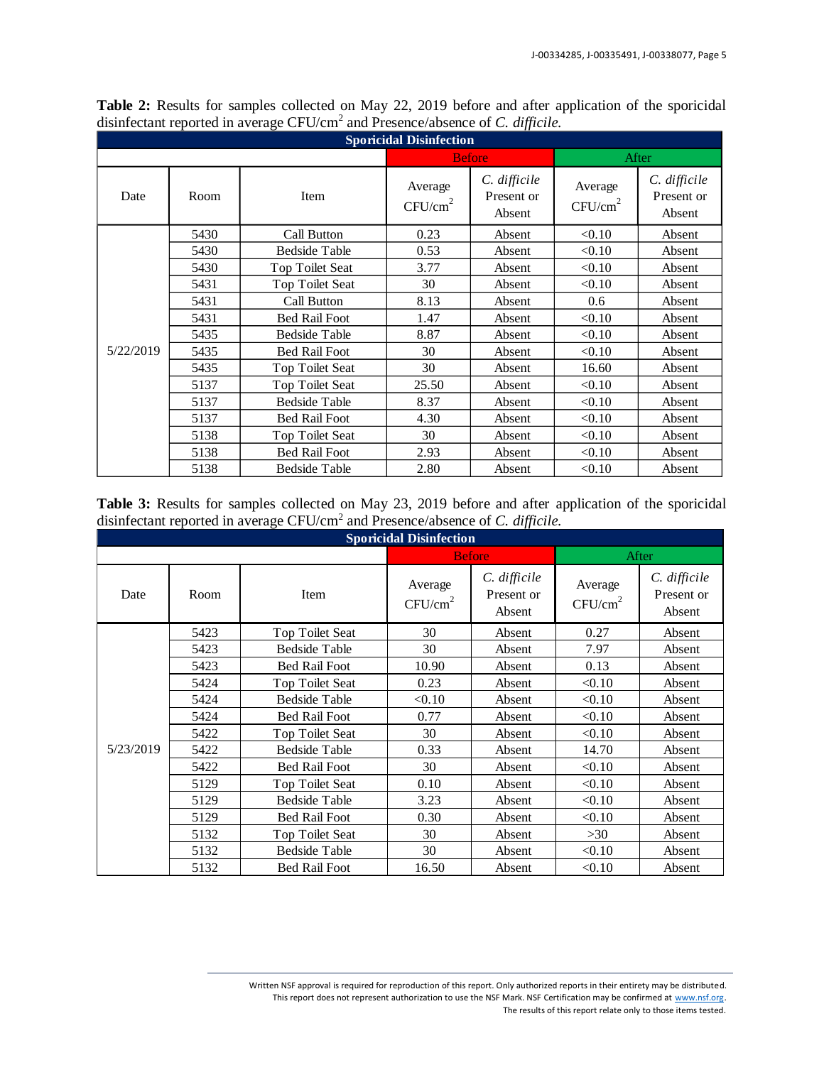**Table 2:** Results for samples collected on May 22, 2019 before and after application of the sporicidal disinfectant reported in average CFU/cm$^2$ and Presence/absence of *C. difficile.*

| Sporicidal Disinfection | | | | | | |
|---|---|---|---|---|---|---|
| | | | Before | | After | |
| Date | Room | Item | Average CFU/cm$^2$ | *C. difficile* Present or Absent | Average CFU/cm$^2$ | *C. difficile* Present or Absent |
| 5/22/2019 | 5430 | Call Button | 0.23 | Absent | <0.10 | Absent |
| | 5430 | Bedside Table | 0.53 | Absent | <0.10 | Absent |
| | 5430 | Top Toilet Seat | 3.77 | Absent | <0.10 | Absent |
| | 5431 | Top Toilet Seat | 30 | Absent | <0.10 | Absent |
| | 5431 | Call Button | 8.13 | Absent | 0.6 | Absent |
| | 5431 | Bed Rail Foot | 1.47 | Absent | <0.10 | Absent |
| | 5435 | Bedside Table | 8.87 | Absent | <0.10 | Absent |
| | 5435 | Bed Rail Foot | 30 | Absent | <0.10 | Absent |
| | 5435 | Top Toilet Seat | 30 | Absent | 16.60 | Absent |
| | 5137 | Top Toilet Seat | 25.50 | Absent | <0.10 | Absent |
| | 5137 | Bedside Table | 8.37 | Absent | <0.10 | Absent |
| | 5137 | Bed Rail Foot | 4.30 | Absent | <0.10 | Absent |
| | 5138 | Top Toilet Seat | 30 | Absent | <0.10 | Absent |
| | 5138 | Bed Rail Foot | 2.93 | Absent | <0.10 | Absent |
| | 5138 | Bedside Table | 2.80 | Absent | <0.10 | Absent |

**Table 3:** Results for samples collected on May 23, 2019 before and after application of the sporicidal disinfectant reported in average CFU/cm$^2$ and Presence/absence of *C. difficile.*

| Sporicidal Disinfection | | | | | | |
|---|---|---|---|---|---|---|
| | | | Before | | After | |
| Date | Room | Item | Average CFU/cm$^2$ | *C. difficile* Present or Absent | Average CFU/cm$^2$ | *C. difficile* Present or Absent |
| 5/23/2019 | 5423 | Top Toilet Seat | 30 | Absent | 0.27 | Absent |
| | 5423 | Bedside Table | 30 | Absent | 7.97 | Absent |
| | 5423 | Bed Rail Foot | 10.90 | Absent | 0.13 | Absent |
| | 5424 | Top Toilet Seat | 0.23 | Absent | <0.10 | Absent |
| | 5424 | Bedside Table | <0.10 | Absent | <0.10 | Absent |
| | 5424 | Bed Rail Foot | 0.77 | Absent | <0.10 | Absent |
| | 5422 | Top Toilet Seat | 30 | Absent | <0.10 | Absent |
| | 5422 | Bedside Table | 0.33 | Absent | 14.70 | Absent |
| | 5422 | Bed Rail Foot | 30 | Absent | <0.10 | Absent |
| | 5129 | Top Toilet Seat | 0.10 | Absent | <0.10 | Absent |
| | 5129 | Bedside Table | 3.23 | Absent | <0.10 | Absent |
| | 5129 | Bed Rail Foot | 0.30 | Absent | <0.10 | Absent |
| | 5132 | Top Toilet Seat | 30 | Absent | >30 | Absent |
| | 5132 | Bedside Table | 30 | Absent | <0.10 | Absent |
| | 5132 | Bed Rail Foot | 16.50 | Absent | <0.10 | Absent |

Written NSF approval is required for reproduction of this report. Only authorized reports in their entirety may be distributed.
This report does not represent authorization to use the NSF Mark. NSF Certification may be confirmed at www.nsf.org.
The results of this report relate only to those items tested.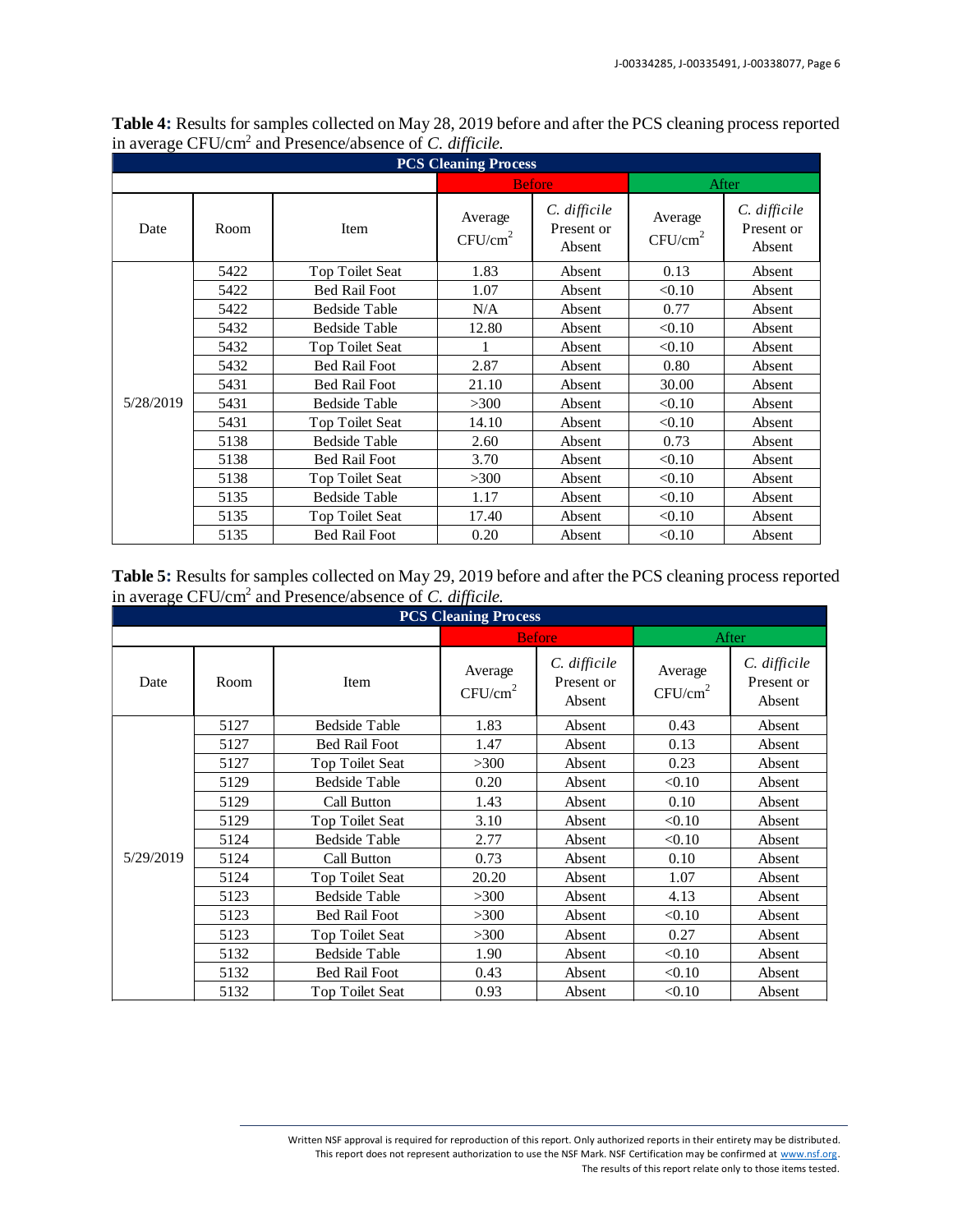**Table 4:** Results for samples collected on May 28, 2019 before and after the PCS cleaning process reported in average CFU/cm$^2$ and Presence/absence of *C. difficile.*

| PCS Cleaning Process | | | | | | |
|---|---|---|---|---|---|---|
| | | | Before | | After | |
| Date | Room | Item | Average CFU/cm$^2$ | *C. difficile* Present or Absent | Average CFU/cm$^2$ | *C. difficile* Present or Absent |
| 5/28/2019 | 5422 | Top Toilet Seat | 1.83 | Absent | 0.13 | Absent |
| | 5422 | Bed Rail Foot | 1.07 | Absent | <0.10 | Absent |
| | 5422 | Bedside Table | N/A | Absent | 0.77 | Absent |
| | 5432 | Bedside Table | 12.80 | Absent | <0.10 | Absent |
| | 5432 | Top Toilet Seat | 1 | Absent | <0.10 | Absent |
| | 5432 | Bed Rail Foot | 2.87 | Absent | 0.80 | Absent |
| | 5431 | Bed Rail Foot | 21.10 | Absent | 30.00 | Absent |
| | 5431 | Bedside Table | >300 | Absent | <0.10 | Absent |
| | 5431 | Top Toilet Seat | 14.10 | Absent | <0.10 | Absent |
| | 5138 | Bedside Table | 2.60 | Absent | 0.73 | Absent |
| | 5138 | Bed Rail Foot | 3.70 | Absent | <0.10 | Absent |
| | 5138 | Top Toilet Seat | >300 | Absent | <0.10 | Absent |
| | 5135 | Bedside Table | 1.17 | Absent | <0.10 | Absent |
| | 5135 | Top Toilet Seat | 17.40 | Absent | <0.10 | Absent |
| | 5135 | Bed Rail Foot | 0.20 | Absent | <0.10 | Absent |

**Table 5:** Results for samples collected on May 29, 2019 before and after the PCS cleaning process reported in average CFU/cm$^2$ and Presence/absence of *C. difficile.*

| PCS Cleaning Process | | | | | | |
|---|---|---|---|---|---|---|
| | | | Before | | After | |
| Date | Room | Item | Average CFU/cm$^2$ | *C. difficile* Present or Absent | Average CFU/cm$^2$ | *C. difficile* Present or Absent |
| 5/29/2019 | 5127 | Bedside Table | 1.83 | Absent | 0.43 | Absent |
| | 5127 | Bed Rail Foot | 1.47 | Absent | 0.13 | Absent |
| | 5127 | Top Toilet Seat | >300 | Absent | 0.23 | Absent |
| | 5129 | Bedside Table | 0.20 | Absent | <0.10 | Absent |
| | 5129 | Call Button | 1.43 | Absent | 0.10 | Absent |
| | 5129 | Top Toilet Seat | 3.10 | Absent | <0.10 | Absent |
| | 5124 | Bedside Table | 2.77 | Absent | <0.10 | Absent |
| | 5124 | Call Button | 0.73 | Absent | 0.10 | Absent |
| | 5124 | Top Toilet Seat | 20.20 | Absent | 1.07 | Absent |
| | 5123 | Bedside Table | >300 | Absent | 4.13 | Absent |
| | 5123 | Bed Rail Foot | >300 | Absent | <0.10 | Absent |
| | 5123 | Top Toilet Seat | >300 | Absent | 0.27 | Absent |
| | 5132 | Bedside Table | 1.90 | Absent | <0.10 | Absent |
| | 5132 | Bed Rail Foot | 0.43 | Absent | <0.10 | Absent |
| | 5132 | Top Toilet Seat | 0.93 | Absent | <0.10 | Absent |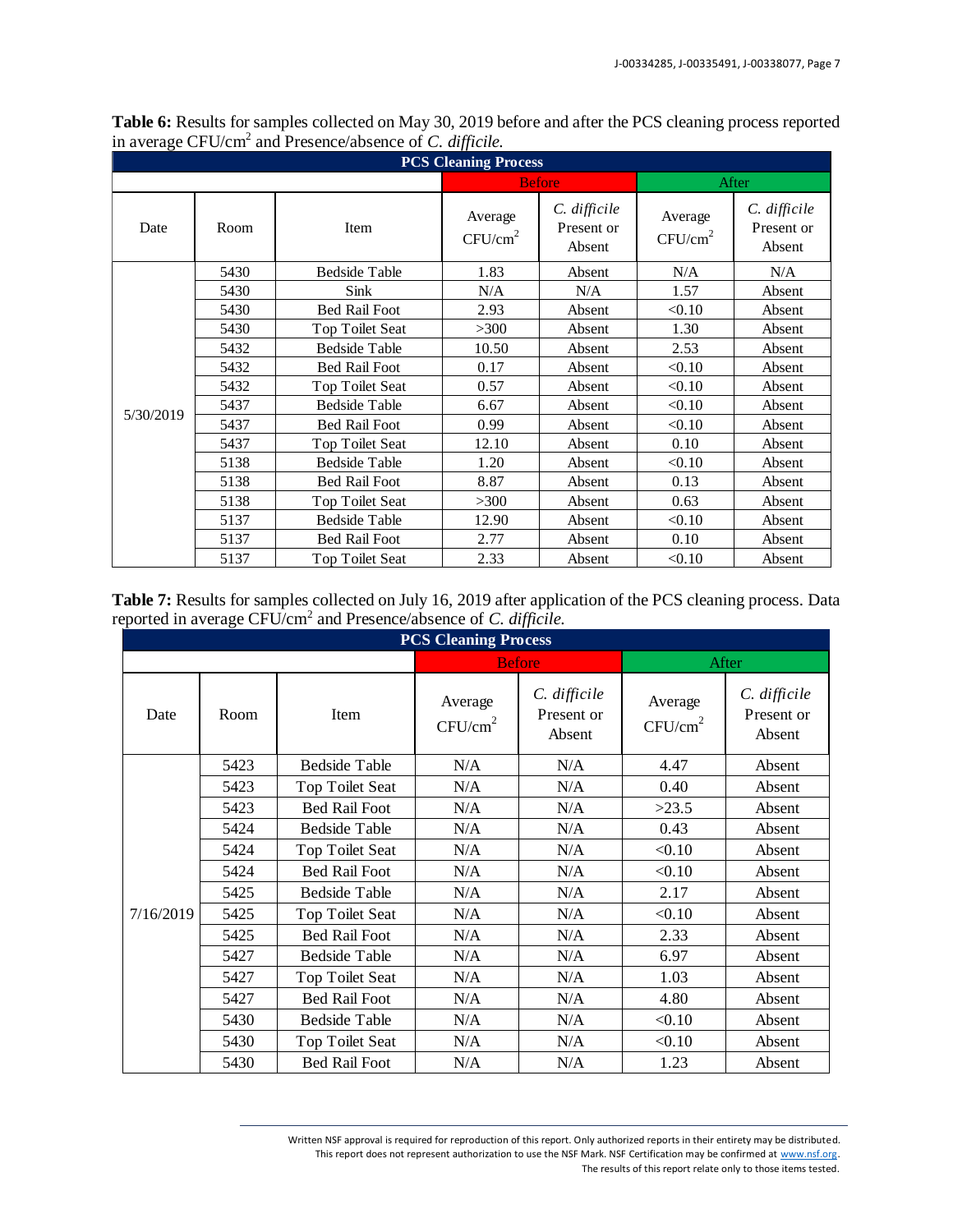**Table 6:** Results for samples collected on May 30, 2019 before and after the PCS cleaning process reported in average CFU/cm$^2$ and Presence/absence of *C. difficile.*

| PCS Cleaning Process | | | | | | |
|---|---|---|---|---|---|---|
| | | | Before | | After | |
| Date | Room | Item | Average CFU/cm$^2$ | *C. difficile* Present or Absent | Average CFU/cm$^2$ | *C. difficile* Present or Absent |
| 5/30/2019 | 5430 | Bedside Table | 1.83 | Absent | N/A | N/A |
| | 5430 | Sink | N/A | N/A | 1.57 | Absent |
| | 5430 | Bed Rail Foot | 2.93 | Absent | <0.10 | Absent |
| | 5430 | Top Toilet Seat | >300 | Absent | 1.30 | Absent |
| | 5432 | Bedside Table | 10.50 | Absent | 2.53 | Absent |
| | 5432 | Bed Rail Foot | 0.17 | Absent | <0.10 | Absent |
| | 5432 | Top Toilet Seat | 0.57 | Absent | <0.10 | Absent |
| | 5437 | Bedside Table | 6.67 | Absent | <0.10 | Absent |
| | 5437 | Bed Rail Foot | 0.99 | Absent | <0.10 | Absent |
| | 5437 | Top Toilet Seat | 12.10 | Absent | 0.10 | Absent |
| | 5138 | Bedside Table | 1.20 | Absent | <0.10 | Absent |
| | 5138 | Bed Rail Foot | 8.87 | Absent | 0.13 | Absent |
| | 5138 | Top Toilet Seat | >300 | Absent | 0.63 | Absent |
| | 5137 | Bedside Table | 12.90 | Absent | <0.10 | Absent |
| | 5137 | Bed Rail Foot | 2.77 | Absent | 0.10 | Absent |
| | 5137 | Top Toilet Seat | 2.33 | Absent | <0.10 | Absent |

**Table 7:** Results for samples collected on July 16, 2019 after application of the PCS cleaning process. Data reported in average CFU/cm$^2$ and Presence/absence of *C. difficile.*

| PCS Cleaning Process | | | | | | |
|---|---|---|---|---|---|---|
| | | | Before | | After | |
| Date | Room | Item | Average CFU/cm$^2$ | *C. difficile* Present or Absent | Average CFU/cm$^2$ | *C. difficile* Present or Absent |
| 7/16/2019 | 5423 | Bedside Table | N/A | N/A | 4.47 | Absent |
| | 5423 | Top Toilet Seat | N/A | N/A | 0.40 | Absent |
| | 5423 | Bed Rail Foot | N/A | N/A | >23.5 | Absent |
| | 5424 | Bedside Table | N/A | N/A | 0.43 | Absent |
| | 5424 | Top Toilet Seat | N/A | N/A | <0.10 | Absent |
| | 5424 | Bed Rail Foot | N/A | N/A | <0.10 | Absent |
| | 5425 | Bedside Table | N/A | N/A | 2.17 | Absent |
| | 5425 | Top Toilet Seat | N/A | N/A | <0.10 | Absent |
| | 5425 | Bed Rail Foot | N/A | N/A | 2.33 | Absent |
| | 5427 | Bedside Table | N/A | N/A | 6.97 | Absent |
| | 5427 | Top Toilet Seat | N/A | N/A | 1.03 | Absent |
| | 5427 | Bed Rail Foot | N/A | N/A | 4.80 | Absent |
| | 5430 | Bedside Table | N/A | N/A | <0.10 | Absent |
| | 5430 | Top Toilet Seat | N/A | N/A | <0.10 | Absent |
| | 5430 | Bed Rail Foot | N/A | N/A | 1.23 | Absent |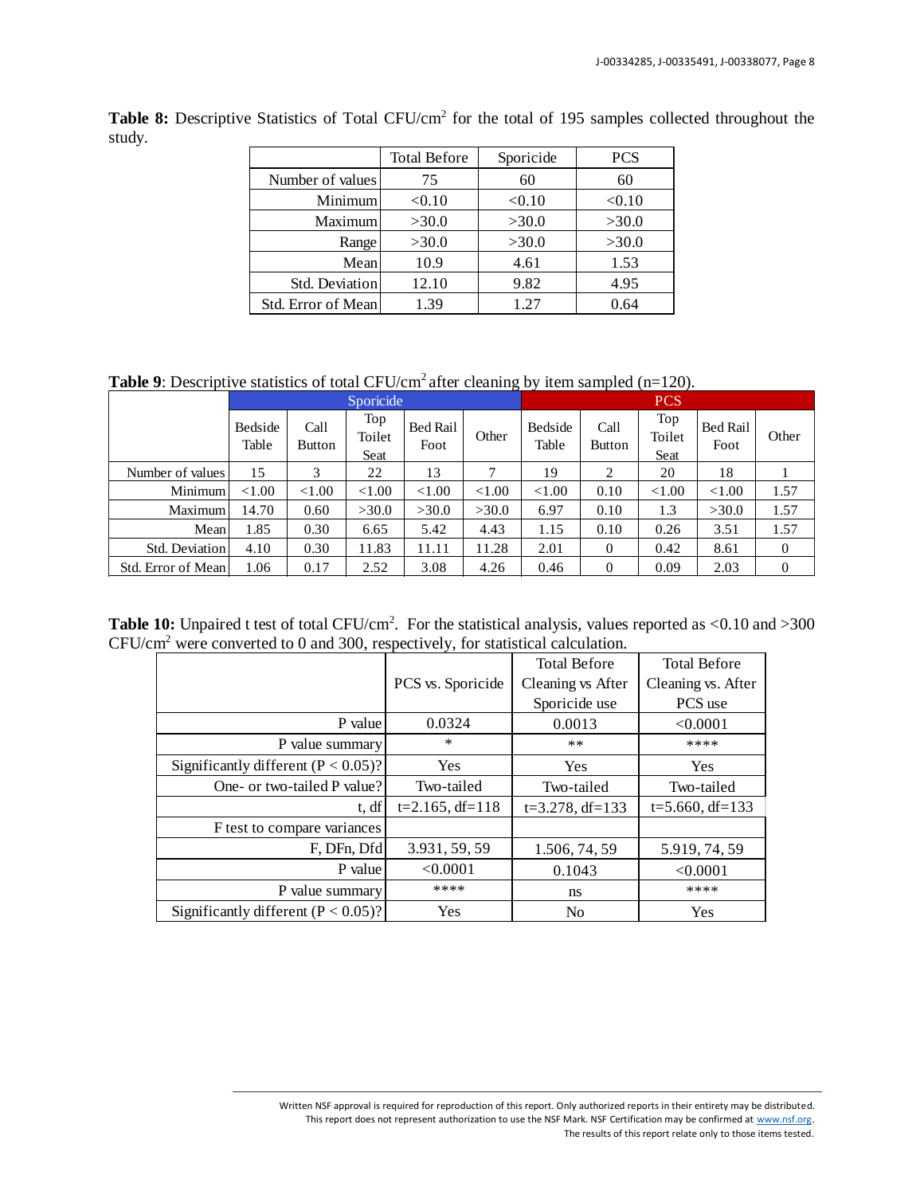**Table 8:** Descriptive Statistics of Total CFU/cm$^2$ for the total of 195 samples collected throughout the study.

| | Total Before | Sporicide | PCS |
|---|---|---|---|
| Number of values | 75 | 60 | 60 |
| Minimum | <0.10 | <0.10 | <0.10 |
| Maximum | >30.0 | >30.0 | >30.0 |
| Range | >30.0 | >30.0 | >30.0 |
| Mean | 10.9 | 4.61 | 1.53 |
| Std. Deviation | 12.10 | 9.82 | 4.95 |
| Std. Error of Mean | 1.39 | 1.27 | 0.64 |

**Table 9**: Descriptive statistics of total CFU/cm$^2$ after cleaning by item sampled (n=120).

| | Sporicide | | | | | PCS | | | | |
|---|---|---|---|---|---|---|---|---|---|---|
| | Bedside Table | Call Button | Top Toilet Seat | Bed Rail Foot | Other | Bedside Table | Call Button | Top Toilet Seat | Bed Rail Foot | Other |
| Number of values | 15 | 3 | 22 | 13 | 7 | 19 | 2 | 20 | 18 | 1 |
| Minimum | <1.00 | <1.00 | <1.00 | <1.00 | <1.00 | <1.00 | 0.10 | <1.00 | <1.00 | 1.57 |
| Maximum | 14.70 | 0.60 | >30.0 | >30.0 | >30.0 | 6.97 | 0.10 | 1.3 | >30.0 | 1.57 |
| Mean | 1.85 | 0.30 | 6.65 | 5.42 | 4.43 | 1.15 | 0.10 | 0.26 | 3.51 | 1.57 |
| Std. Deviation | 4.10 | 0.30 | 11.83 | 11.11 | 11.28 | 2.01 | 0 | 0.42 | 8.61 | 0 |
| Std. Error of Mean | 1.06 | 0.17 | 2.52 | 3.08 | 4.26 | 0.46 | 0 | 0.09 | 2.03 | 0 |

**Table 10:** Unpaired t test of total CFU/cm$^2$. For the statistical analysis, values reported as <0.10 and >300 CFU/cm$^2$ were converted to 0 and 300, respectively, for statistical calculation.

| | PCS vs. Sporicide | Total Before Cleaning vs After Sporicide use | Total Before Cleaning vs. After PCS use |
|---|---|---|---|
| P value | 0.0324 | 0.0013 | <0.0001 |
| P value summary | * | ** | **** |
| Significantly different (P < 0.05)? | Yes | Yes | Yes |
| One- or two-tailed P value? | Two-tailed | Two-tailed | Two-tailed |
| t, df | t=2.165, df=118 | t=3.278, df=133 | t=5.660, df=133 |
| F test to compare variances | | | |
| F, DFn, Dfd | 3.931, 59, 59 | 1.506, 74, 59 | 5.919, 74, 59 |
| P value | <0.0001 | 0.1043 | <0.0001 |
| P value summary | **** | ns | **** |
| Significantly different (P < 0.05)? | Yes | No | Yes |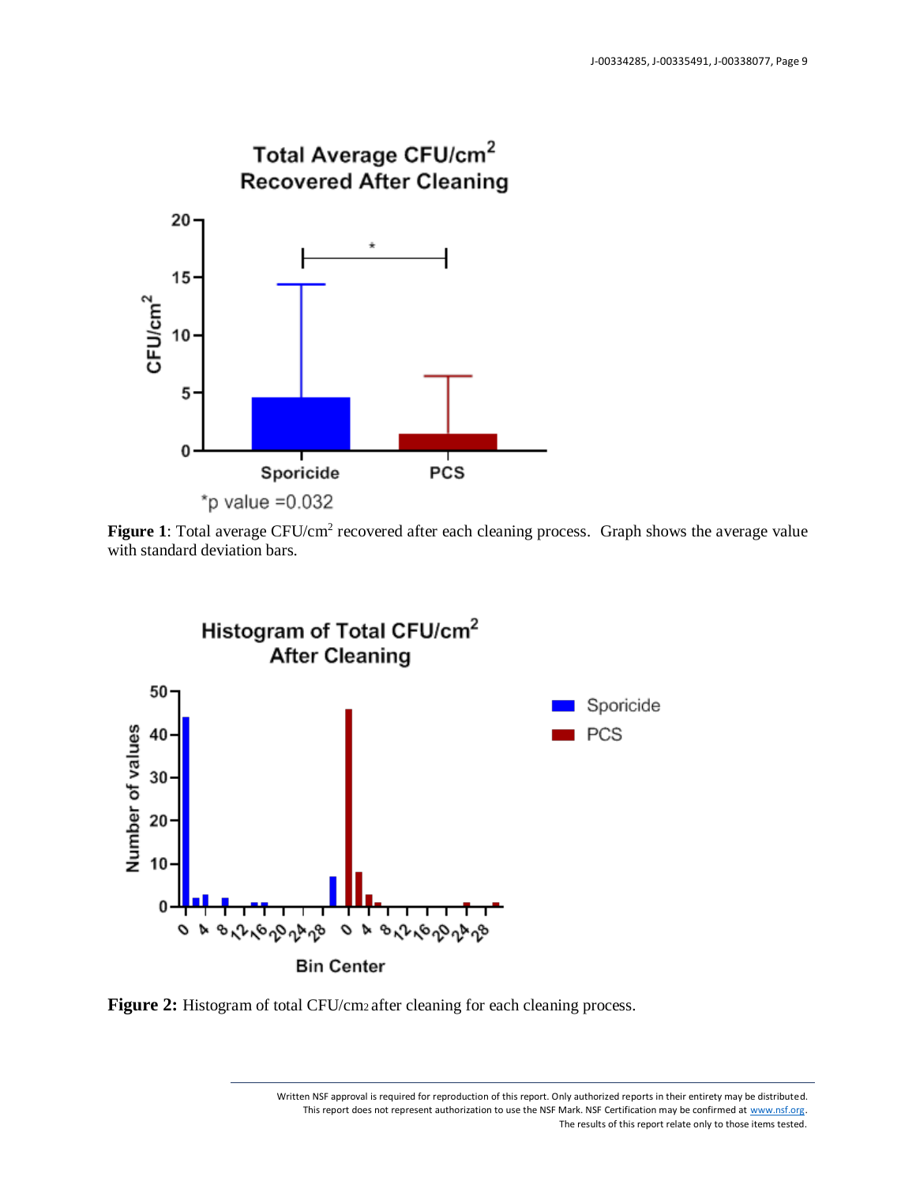**Figure 1**: Total average CFU/cm$^2$ recovered after each cleaning process. Graph shows the average value with standard deviation bars.

**Figure 2:** Histogram of total CFU/cm$^2$ after cleaning for each cleaning process.

Written NSF approval is required for reproduction of this report. Only authorized reports in their entirety may be distributed. This report does not represent authorization to use the NSF Mark. NSF Certification may be confirmed at www.nsf.org. The results of this report relate only to those items tested.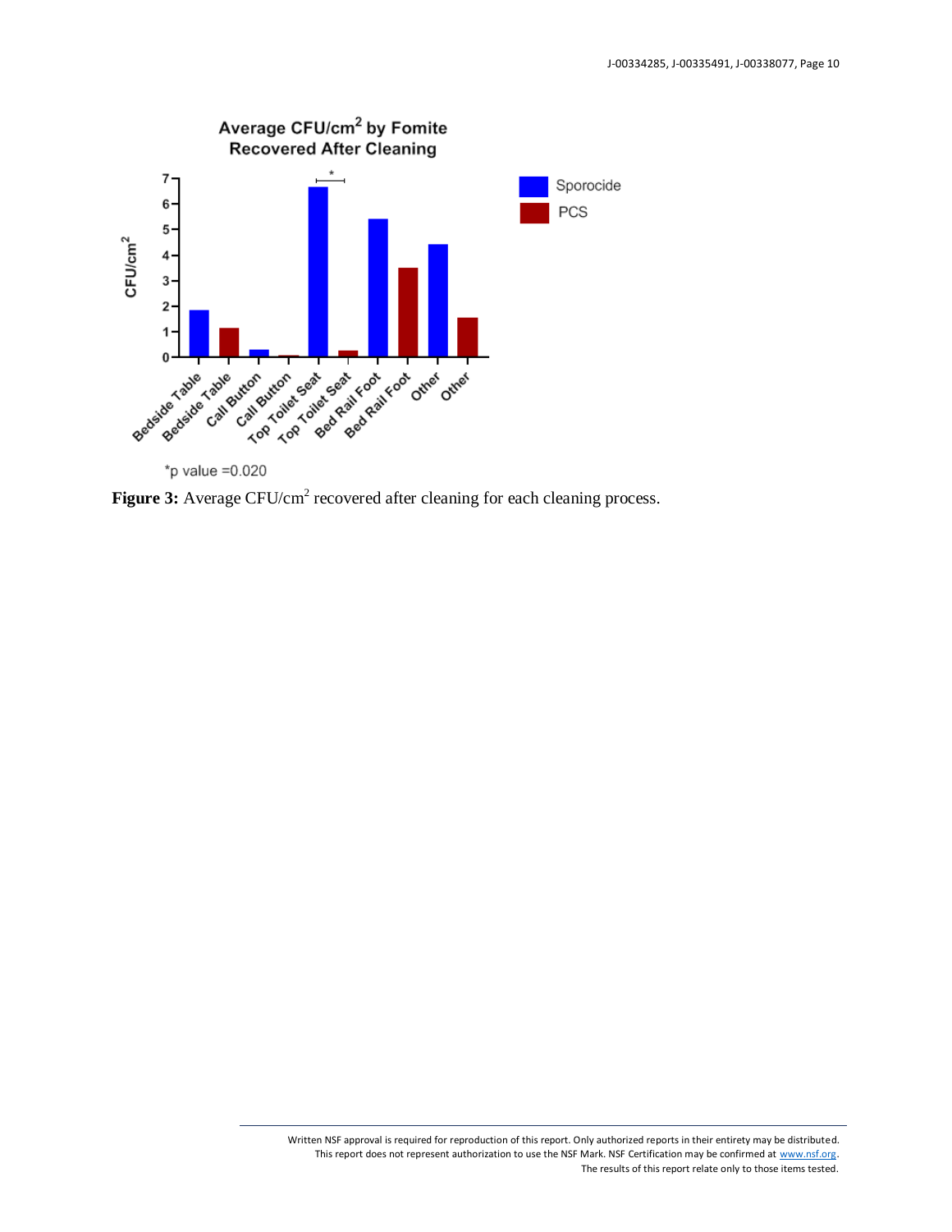Average CFU/cm$^2$ by Fomite
Recovered After Cleaning

CFU/cm$^2$

0
1
2
3
4
5
6
7

*

Bedside Table
Bedside Table
Call Button
Call Button
Top Toilet Seat
Top Toilet Seat
Bed Rail Foot
Bed Rail Foot
Other
Other

Sporocide
PCS

*p value =0.020

**Figure 3:** Average CFU/cm$^2$ recovered after cleaning for each cleaning process.